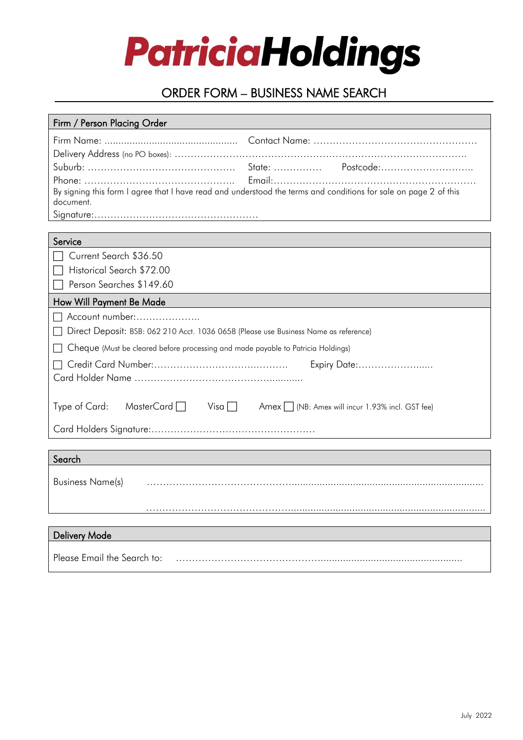# PatriciaHoldings

## ORDER FORM – BUSINESS NAME SEARCH

### Firm / Person Placing Order

Firm Name: ............................................... Contact Name: ..................................................

Delivery Address (no PO boxes): ..........................................................................................

Suburb: ............................................. State: ............... Postcode:.............................

Phone: ............................................. Email:.............................................................

By signing this form I agree that I have read and understood the terms and conditions for sale on page 2 of this document.

Signature:..................................................

### Service

- ☐ Current Search $36.50
- ☐ Historical Search $72.00
- ☐ Person Searches $149.60

### How Will Payment Be Made

☐ Account number:....................

☐ Direct Deposit: BSB: 062 210 Acct. 1036 0658 (Please use Business Name as reference)

☐ Cheque (Must be cleared before processing and made payable to Patricia Holdings)

☐ Credit Card Number:......................................... Expiry Date:........................

Card Holder Name ....................................................

Type of Card: MasterCard ☐ Visa ☐ Amex ☐ (NB: Amex will incur 1.93% incl. GST fee)

Card Holders Signature:.................................................

### Search

Business Name(s) ..........................................................................................................

..........................................................................................................

### Delivery Mode

Please Email the Search to: ..........................................................................................

July 2022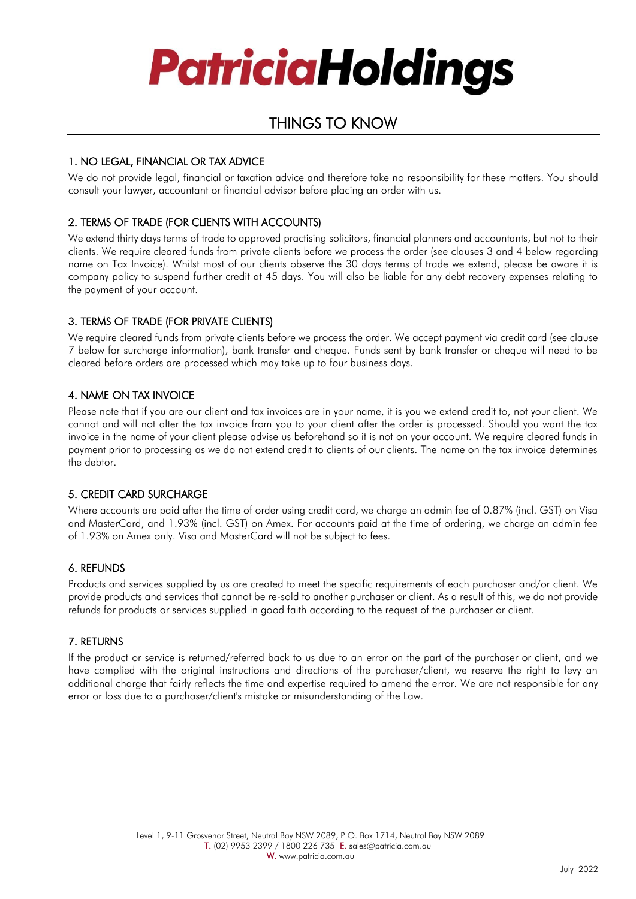# PatriciaHoldings

## THINGS TO KNOW

### 1. NO LEGAL, FINANCIAL OR TAX ADVICE

We do not provide legal, financial or taxation advice and therefore take no responsibility for these matters. You should consult your lawyer, accountant or financial advisor before placing an order with us.

### 2. TERMS OF TRADE (FOR CLIENTS WITH ACCOUNTS)

We extend thirty days terms of trade to approved practising solicitors, financial planners and accountants, but not to their clients. We require cleared funds from private clients before we process the order (see clauses 3 and 4 below regarding name on Tax Invoice). Whilst most of our clients observe the 30 days terms of trade we extend, please be aware it is company policy to suspend further credit at 45 days. You will also be liable for any debt recovery expenses relating to the payment of your account.

### 3. TERMS OF TRADE (FOR PRIVATE CLIENTS)

We require cleared funds from private clients before we process the order. We accept payment via credit card (see clause 7 below for surcharge information), bank transfer and cheque. Funds sent by bank transfer or cheque will need to be cleared before orders are processed which may take up to four business days.

### 4. NAME ON TAX INVOICE

Please note that if you are our client and tax invoices are in your name, it is you we extend credit to, not your client. We cannot and will not alter the tax invoice from you to your client after the order is processed. Should you want the tax invoice in the name of your client please advise us beforehand so it is not on your account. We require cleared funds in payment prior to processing as we do not extend credit to clients of our clients. The name on the tax invoice determines the debtor.

### 5. CREDIT CARD SURCHARGE

Where accounts are paid after the time of order using credit card, we charge an admin fee of 0.87% (incl. GST) on Visa and MasterCard, and 1.93% (incl. GST) on Amex. For accounts paid at the time of ordering, we charge an admin fee of 1.93% on Amex only. Visa and MasterCard will not be subject to fees.

### 6. REFUNDS

Products and services supplied by us are created to meet the specific requirements of each purchaser and/or client. We provide products and services that cannot be re-sold to another purchaser or client. As a result of this, we do not provide refunds for products or services supplied in good faith according to the request of the purchaser or client.

### 7. RETURNS

If the product or service is returned/referred back to us due to an error on the part of the purchaser or client, and we have complied with the original instructions and directions of the purchaser/client, we reserve the right to levy an additional charge that fairly reflects the time and expertise required to amend the error. We are not responsible for any error or loss due to a purchaser/client's mistake or misunderstanding of the Law.

Level 1, 9-11 Grosvenor Street, Neutral Bay NSW 2089, P.O. Box 1714, Neutral Bay NSW 2089
T. (02) 9953 2399 / 1800 226 735 E. sales@patricia.com.au
W. www.patricia.com.au

July 2022